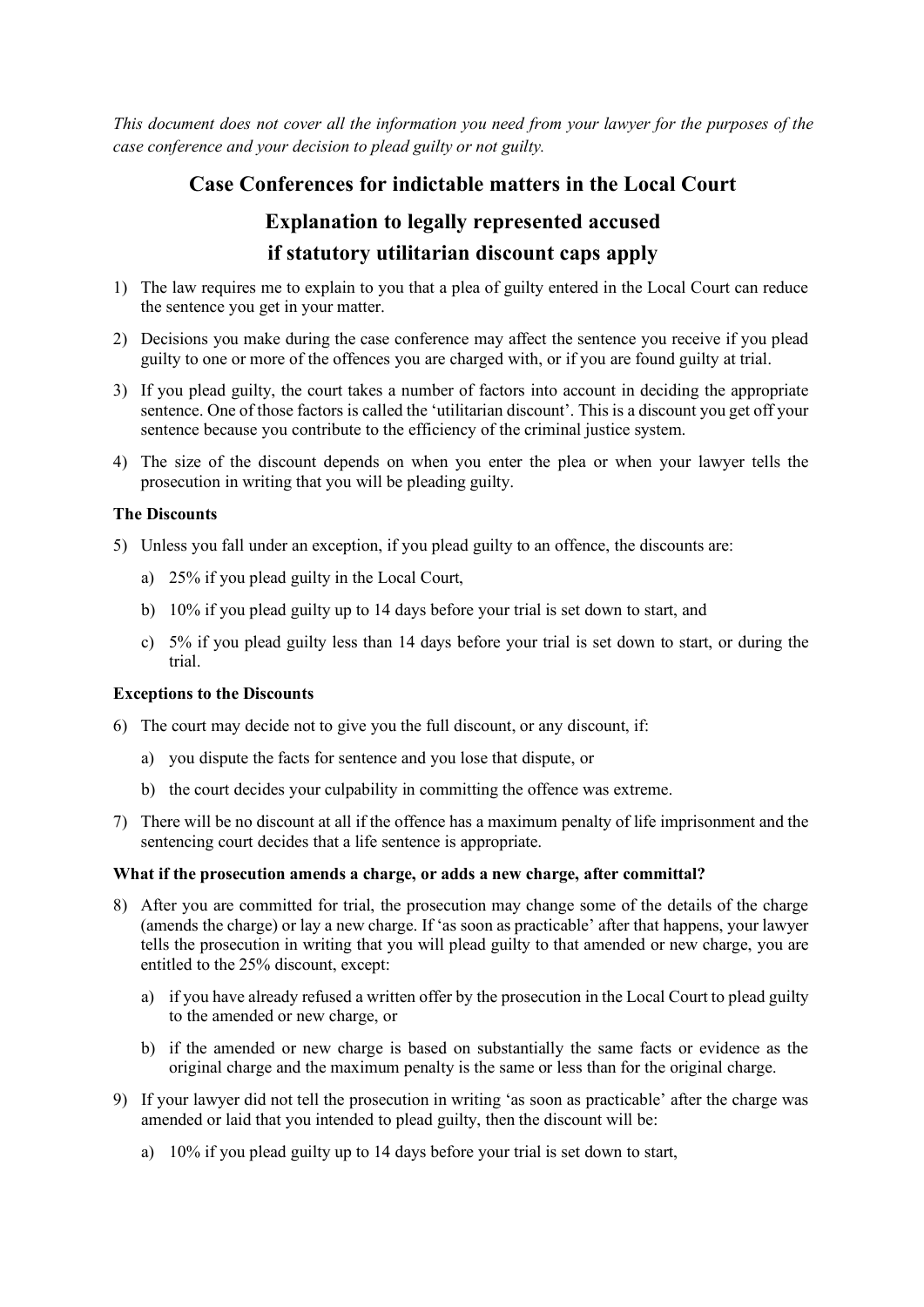*This document does not cover all the information you need from your lawyer for the purposes of the case conference and your decision to plead guilty or not guilty.*

# Case Conferences for indictable matters in the Local Court

## Explanation to legally represented accused if statutory utilitarian discount caps apply

1) The law requires me to explain to you that a plea of guilty entered in the Local Court can reduce the sentence you get in your matter.
2) Decisions you make during the case conference may affect the sentence you receive if you plead guilty to one or more of the offences you are charged with, or if you are found guilty at trial.
3) If you plead guilty, the court takes a number of factors into account in deciding the appropriate sentence. One of those factors is called the 'utilitarian discount'. This is a discount you get off your sentence because you contribute to the efficiency of the criminal justice system.
4) The size of the discount depends on when you enter the plea or when your lawyer tells the prosecution in writing that you will be pleading guilty.

**The Discounts**

5) Unless you fall under an exception, if you plead guilty to an offence, the discounts are:
   a) 25% if you plead guilty in the Local Court,
   b) 10% if you plead guilty up to 14 days before your trial is set down to start, and
   c) 5% if you plead guilty less than 14 days before your trial is set down to start, or during the trial.

**Exceptions to the Discounts**

6) The court may decide not to give you the full discount, or any discount, if:
   a) you dispute the facts for sentence and you lose that dispute, or
   b) the court decides your culpability in committing the offence was extreme.
7) There will be no discount at all if the offence has a maximum penalty of life imprisonment and the sentencing court decides that a life sentence is appropriate.

**What if the prosecution amends a charge, or adds a new charge, after committal?**

8) After you are committed for trial, the prosecution may change some of the details of the charge (amends the charge) or lay a new charge. If 'as soon as practicable' after that happens, your lawyer tells the prosecution in writing that you will plead guilty to that amended or new charge, you are entitled to the 25% discount, except:
   a) if you have already refused a written offer by the prosecution in the Local Court to plead guilty to the amended or new charge, or
   b) if the amended or new charge is based on substantially the same facts or evidence as the original charge and the maximum penalty is the same or less than for the original charge.
9) If your lawyer did not tell the prosecution in writing 'as soon as practicable' after the charge was amended or laid that you intended to plead guilty, then the discount will be:
   a) 10% if you plead guilty up to 14 days before your trial is set down to start,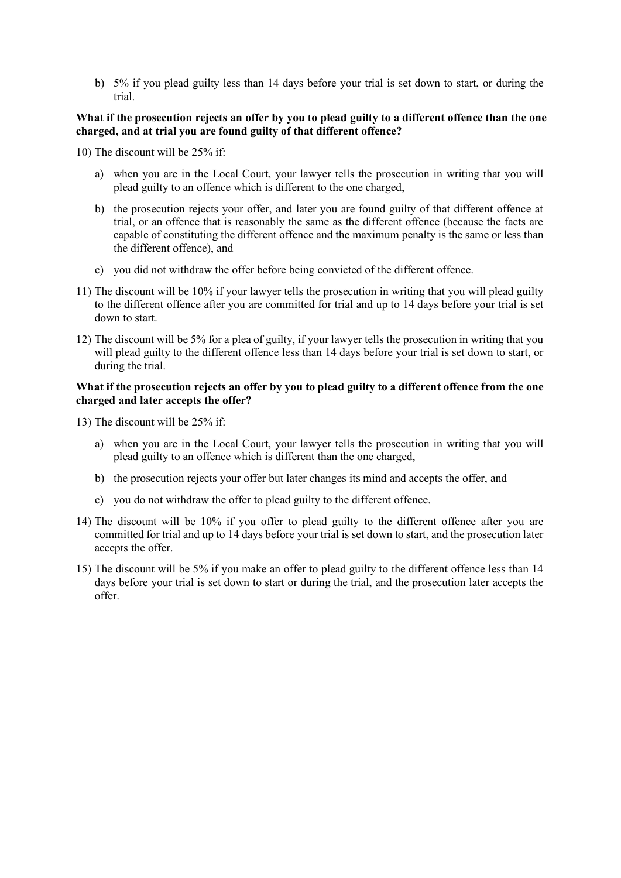b) 5% if you plead guilty less than 14 days before your trial is set down to start, or during the trial.

**What if the prosecution rejects an offer by you to plead guilty to a different offence than the one charged, and at trial you are found guilty of that different offence?**

10) The discount will be 25% if:

   a) when you are in the Local Court, your lawyer tells the prosecution in writing that you will plead guilty to an offence which is different to the one charged,

   b) the prosecution rejects your offer, and later you are found guilty of that different offence at trial, or an offence that is reasonably the same as the different offence (because the facts are capable of constituting the different offence and the maximum penalty is the same or less than the different offence), and

   c) you did not withdraw the offer before being convicted of the different offence.

11) The discount will be 10% if your lawyer tells the prosecution in writing that you will plead guilty to the different offence after you are committed for trial and up to 14 days before your trial is set down to start.

12) The discount will be 5% for a plea of guilty, if your lawyer tells the prosecution in writing that you will plead guilty to the different offence less than 14 days before your trial is set down to start, or during the trial.

**What if the prosecution rejects an offer by you to plead guilty to a different offence from the one charged and later accepts the offer?**

13) The discount will be 25% if:

   a) when you are in the Local Court, your lawyer tells the prosecution in writing that you will plead guilty to an offence which is different than the one charged,

   b) the prosecution rejects your offer but later changes its mind and accepts the offer, and

   c) you do not withdraw the offer to plead guilty to the different offence.

14) The discount will be 10% if you offer to plead guilty to the different offence after you are committed for trial and up to 14 days before your trial is set down to start, and the prosecution later accepts the offer.

15) The discount will be 5% if you make an offer to plead guilty to the different offence less than 14 days before your trial is set down to start or during the trial, and the prosecution later accepts the offer.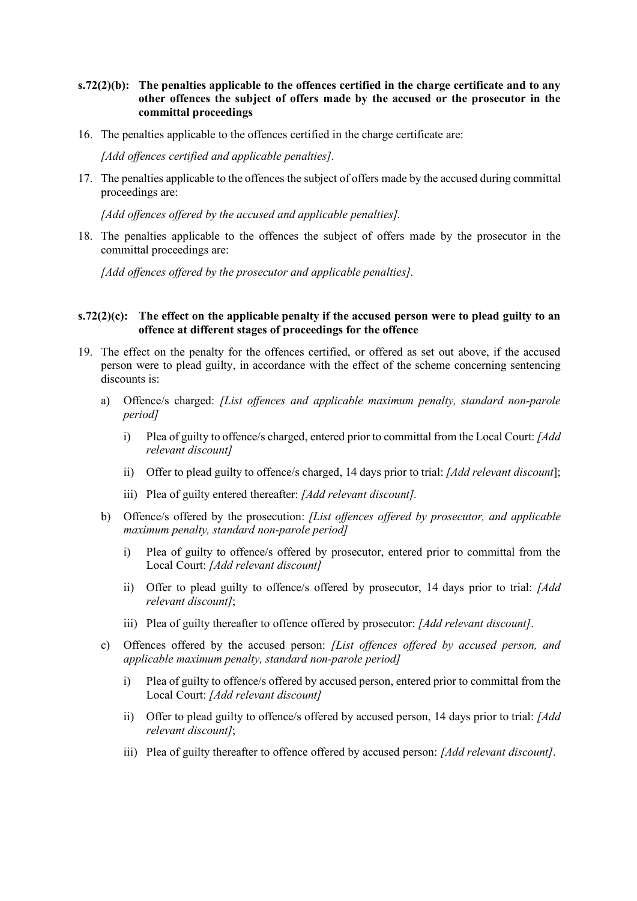**s.72(2)(b): The penalties applicable to the offences certified in the charge certificate and to any other offences the subject of offers made by the accused or the prosecutor in the committal proceedings**

16. The penalties applicable to the offences certified in the charge certificate are:

    *[Add offences certified and applicable penalties].*

17. The penalties applicable to the offences the subject of offers made by the accused during committal proceedings are:

    *[Add offences offered by the accused and applicable penalties].*

18. The penalties applicable to the offences the subject of offers made by the prosecutor in the committal proceedings are:

    *[Add offences offered by the prosecutor and applicable penalties].*

**s.72(2)(c): The effect on the applicable penalty if the accused person were to plead guilty to an offence at different stages of proceedings for the offence**

19. The effect on the penalty for the offences certified, or offered as set out above, if the accused person were to plead guilty, in accordance with the effect of the scheme concerning sentencing discounts is:

    a) Offence/s charged: *[List offences and applicable maximum penalty, standard non-parole period]*

        i) Plea of guilty to offence/s charged, entered prior to committal from the Local Court: *[Add relevant discount]*

        ii) Offer to plead guilty to offence/s charged, 14 days prior to trial: *[Add relevant discount]*;

        iii) Plea of guilty entered thereafter: *[Add relevant discount].*

    b) Offence/s offered by the prosecution: *[List offences offered by prosecutor, and applicable maximum penalty, standard non-parole period]*

        i) Plea of guilty to offence/s offered by prosecutor, entered prior to committal from the Local Court: *[Add relevant discount]*

        ii) Offer to plead guilty to offence/s offered by prosecutor, 14 days prior to trial: *[Add relevant discount]*;

        iii) Plea of guilty thereafter to offence offered by prosecutor: *[Add relevant discount]*.

    c) Offences offered by the accused person: *[List offences offered by accused person, and applicable maximum penalty, standard non-parole period]*

        i) Plea of guilty to offence/s offered by accused person, entered prior to committal from the Local Court: *[Add relevant discount]*

        ii) Offer to plead guilty to offence/s offered by accused person, 14 days prior to trial: *[Add relevant discount]*;

        iii) Plea of guilty thereafter to offence offered by accused person: *[Add relevant discount]*.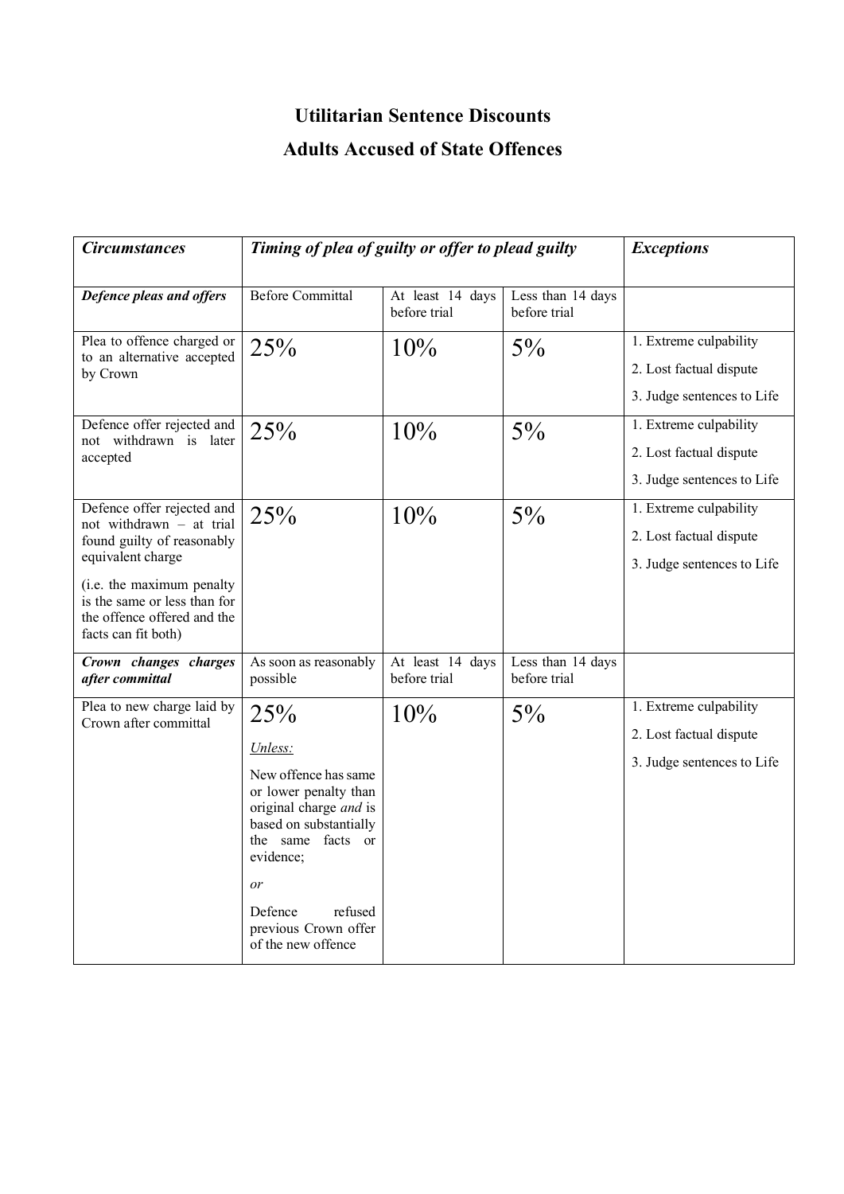# Utilitarian Sentence Discounts

## Adults Accused of State Offences

| ***Circumstances*** | ***Timing of plea of guilty or offer to plead guilty*** | | | ***Exceptions*** |
|---|---|---|---|---|
| ***Defence pleas and offers*** | Before Committal | At least 14 days before trial | Less than 14 days before trial | |
| Plea to offence charged or to an alternative accepted by Crown | 25% | 10% | 5% | 1. Extreme culpability<br>2. Lost factual dispute<br>3. Judge sentences to Life |
| Defence offer rejected and not withdrawn is later accepted | 25% | 10% | 5% | 1. Extreme culpability<br>2. Lost factual dispute<br>3. Judge sentences to Life |
| Defence offer rejected and not withdrawn – at trial found guilty of reasonably equivalent charge<br><br>(i.e. the maximum penalty is the same or less than for the offence offered and the facts can fit both) | 25% | 10% | 5% | 1. Extreme culpability<br>2. Lost factual dispute<br>3. Judge sentences to Life |
| ***Crown changes charges after committal*** | As soon as reasonably possible | At least 14 days before trial | Less than 14 days before trial | |
| Plea to new charge laid by Crown after committal | 25%<br><br>*Unless:*<br><br>New offence has same or lower penalty than original charge *and* is based on substantially the same facts or evidence;<br><br>*or*<br><br>Defence refused previous Crown offer of the new offence | 10% | 5% | 1. Extreme culpability<br>2. Lost factual dispute<br>3. Judge sentences to Life |